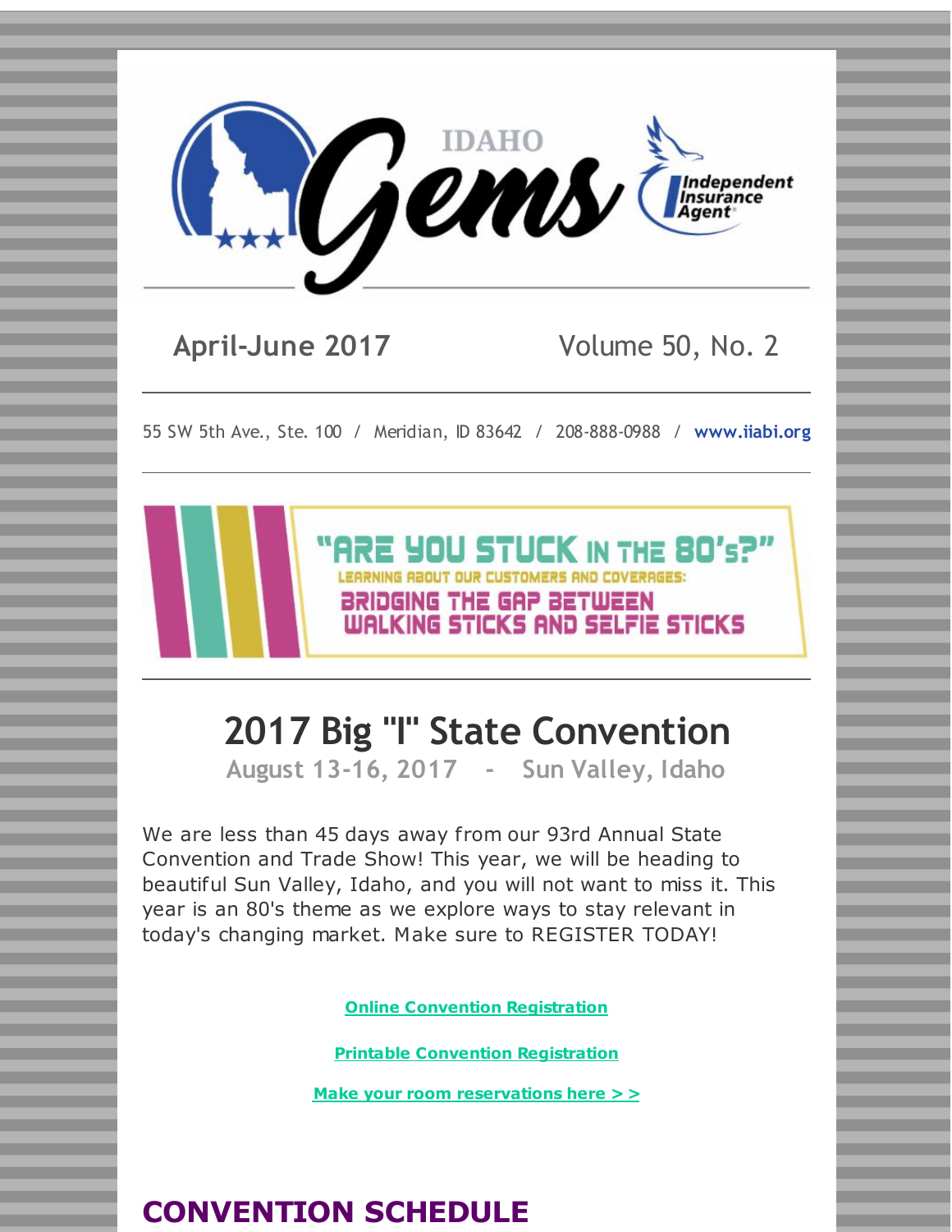# IDAHO Gems

Independent Insurance Agent

**April-June 2017** Volume 50, No. 2

55 SW 5th Ave., Ste. 100 / Meridian, ID 83642 / 208-888-0988 / **www.iiabi.org**

"ARE YOU STUCK IN THE 80's?"

LEARNING ABOUT OUR CUSTOMERS AND COVERAGES:

BRIDGING THE GAP BETWEEN WALKING STICKS AND SELFIE STICKS

## 2017 Big "I" State Convention

**August 13-16, 2017 - Sun Valley, Idaho**

We are less than 45 days away from our 93rd Annual State Convention and Trade Show! This year, we will be heading to beautiful Sun Valley, Idaho, and you will not want to miss it. This year is an 80's theme as we explore ways to stay relevant in today's changing market. Make sure to REGISTER TODAY!

**Online Convention Registration**

**Printable Convention Registration**

**Make your room reservations here > >**

## CONVENTION SCHEDULE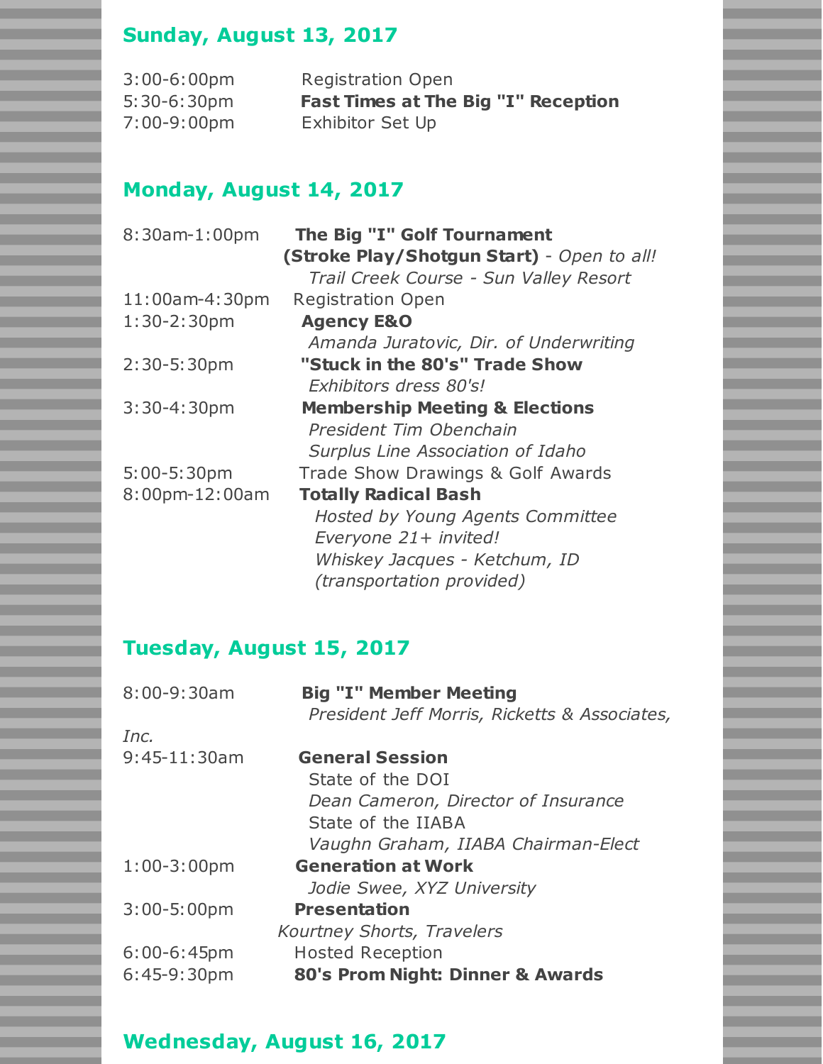## Sunday, August 13, 2017

3:00-6:00pm Registration Open
5:30-6:30pm **Fast Times at The Big "I" Reception**
7:00-9:00pm Exhibitor Set Up

## Monday, August 14, 2017

8:30am-1:00pm **The Big "I" Golf Tournament (Stroke Play/Shotgun Start)** - *Open to all!*
*Trail Creek Course - Sun Valley Resort*
11:00am-4:30pm Registration Open
1:30-2:30pm **Agency E&O**
*Amanda Juratovic, Dir. of Underwriting*
2:30-5:30pm **"Stuck in the 80's" Trade Show**
*Exhibitors dress 80's!*
3:30-4:30pm **Membership Meeting & Elections**
*President Tim Obenchain*
*Surplus Line Association of Idaho*
5:00-5:30pm Trade Show Drawings & Golf Awards
8:00pm-12:00am **Totally Radical Bash**
*Hosted by Young Agents Committee*
*Everyone 21+ invited!*
*Whiskey Jacques - Ketchum, ID*
*(transportation provided)*

## Tuesday, August 15, 2017

8:00-9:30am **Big "I" Member Meeting**
*President Jeff Morris, Ricketts & Associates, Inc.*
9:45-11:30am **General Session**
State of the DOI
*Dean Cameron, Director of Insurance*
State of the IIABA
*Vaughn Graham, IIABA Chairman-Elect*
1:00-3:00pm **Generation at Work**
*Jodie Swee, XYZ University*
3:00-5:00pm **Presentation**
*Kourtney Shorts, Travelers*
6:00-6:45pm Hosted Reception
6:45-9:30pm **80's Prom Night: Dinner & Awards**

## Wednesday, August 16, 2017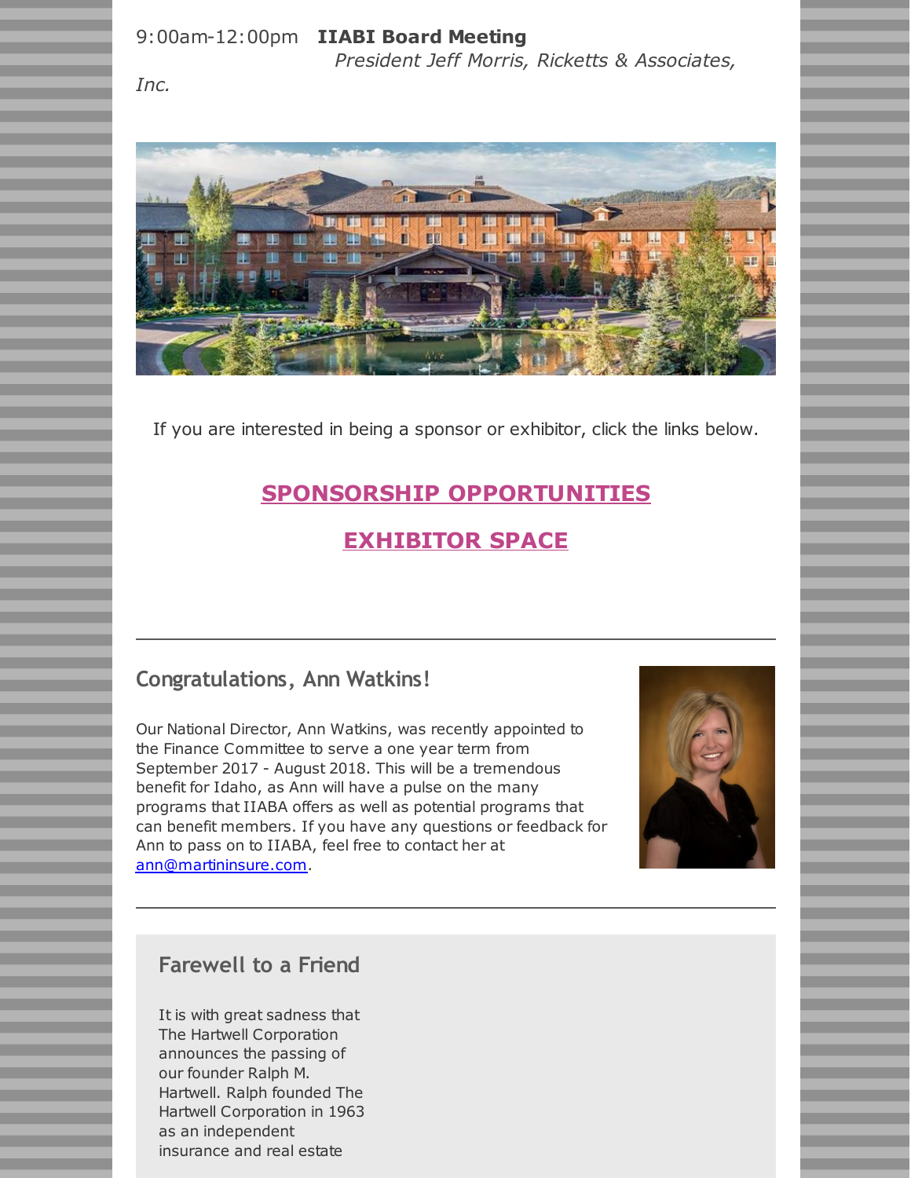9:00am-12:00pm **IIABI Board Meeting**
*President Jeff Morris, Ricketts & Associates, Inc.*

If you are interested in being a sponsor or exhibitor, click the links below.

**SPONSORSHIP OPPORTUNITIES**

**EXHIBITOR SPACE**

---

## Congratulations, Ann Watkins!

Our National Director, Ann Watkins, was recently appointed to the Finance Committee to serve a one year term from September 2017 - August 2018. This will be a tremendous benefit for Idaho, as Ann will have a pulse on the many programs that IIABA offers as well as potential programs that can benefit members. If you have any questions or feedback for Ann to pass on to IIABA, feel free to contact her at ann@martininsure.com.

---

## Farewell to a Friend

It is with great sadness that The Hartwell Corporation announces the passing of our founder Ralph M. Hartwell. Ralph founded The Hartwell Corporation in 1963 as an independent insurance and real estate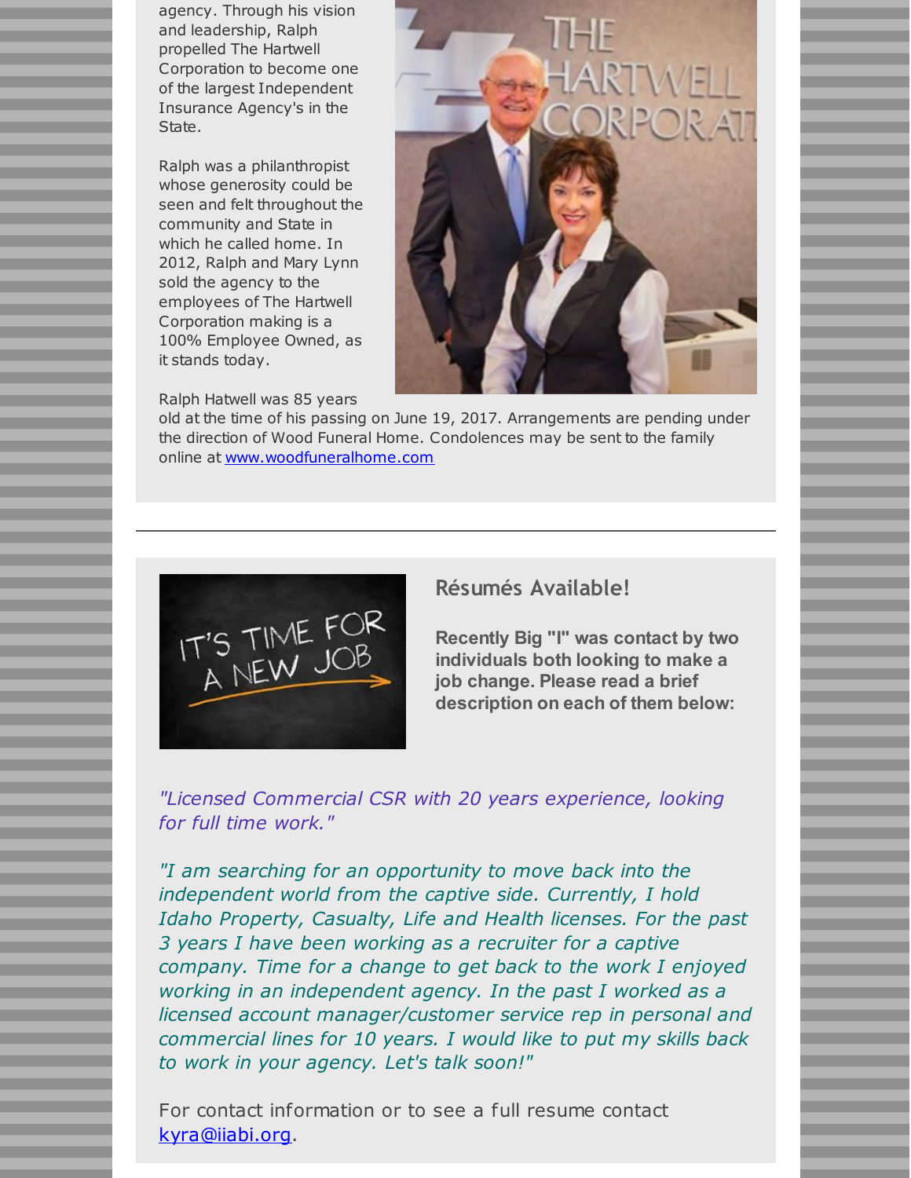agency. Through his vision and leadership, Ralph propelled The Hartwell Corporation to become one of the largest Independent Insurance Agency's in the State.

Ralph was a philanthropist whose generosity could be seen and felt throughout the community and State in which he called home. In 2012, Ralph and Mary Lynn sold the agency to the employees of The Hartwell Corporation making is a 100% Employee Owned, as it stands today.

Ralph Hatwell was 85 years old at the time of his passing on June 19, 2017. Arrangements are pending under the direction of Wood Funeral Home. Condolences may be sent to the family online at www.woodfuneralhome.com

---

## Résumés Available!

**Recently Big "I" was contact by two individuals both looking to make a job change. Please read a brief description on each of them below:**

*"Licensed Commercial CSR with 20 years experience, looking for full time work."*

*"I am searching for an opportunity to move back into the independent world from the captive side. Currently, I hold Idaho Property, Casualty, Life and Health licenses. For the past 3 years I have been working as a recruiter for a captive company. Time for a change to get back to the work I enjoyed working in an independent agency. In the past I worked as a licensed account manager/customer service rep in personal and commercial lines for 10 years. I would like to put my skills back to work in your agency. Let's talk soon!"*

For contact information or to see a full resume contact kyra@iiabi.org.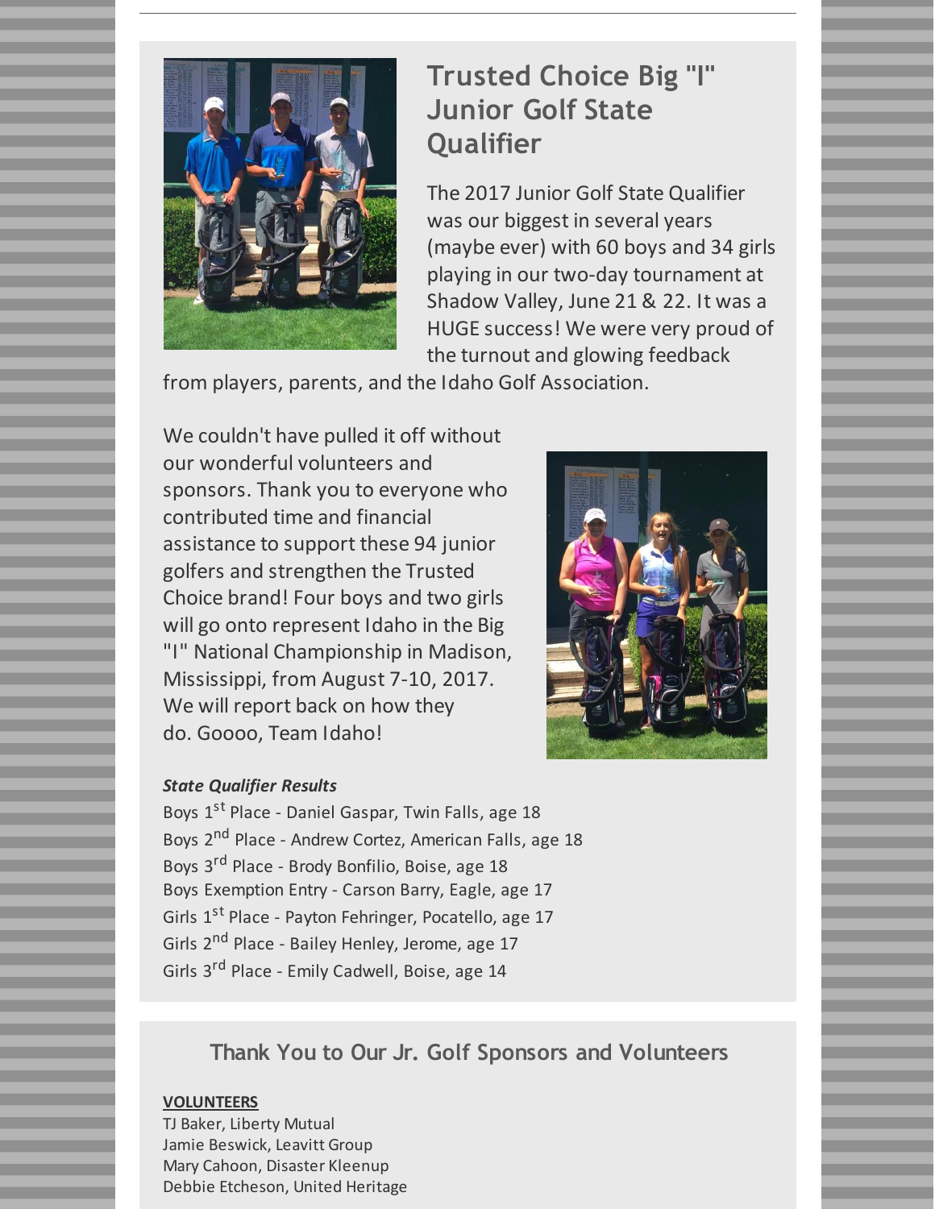## Trusted Choice Big "I" Junior Golf State Qualifier

The 2017 Junior Golf State Qualifier was our biggest in several years (maybe ever) with 60 boys and 34 girls playing in our two-day tournament at Shadow Valley, June 21 & 22. It was a HUGE success! We were very proud of the turnout and glowing feedback from players, parents, and the Idaho Golf Association.

We couldn't have pulled it off without our wonderful volunteers and sponsors. Thank you to everyone who contributed time and financial assistance to support these 94 junior golfers and strengthen the Trusted Choice brand! Four boys and two girls will go onto represent Idaho in the Big "I" National Championship in Madison, Mississippi, from August 7-10, 2017. We will report back on how they do. Goooo, Team Idaho!

***State Qualifier Results***

Boys 1st Place - Daniel Gaspar, Twin Falls, age 18
Boys 2nd Place - Andrew Cortez, American Falls, age 18
Boys 3rd Place - Brody Bonfilio, Boise, age 18
Boys Exemption Entry - Carson Barry, Eagle, age 17
Girls 1st Place - Payton Fehringer, Pocatello, age 17
Girls 2nd Place - Bailey Henley, Jerome, age 17
Girls 3rd Place - Emily Cadwell, Boise, age 14

## Thank You to Our Jr. Golf Sponsors and Volunteers

**VOLUNTEERS**

TJ Baker, Liberty Mutual
Jamie Beswick, Leavitt Group
Mary Cahoon, Disaster Kleenup
Debbie Etcheson, United Heritage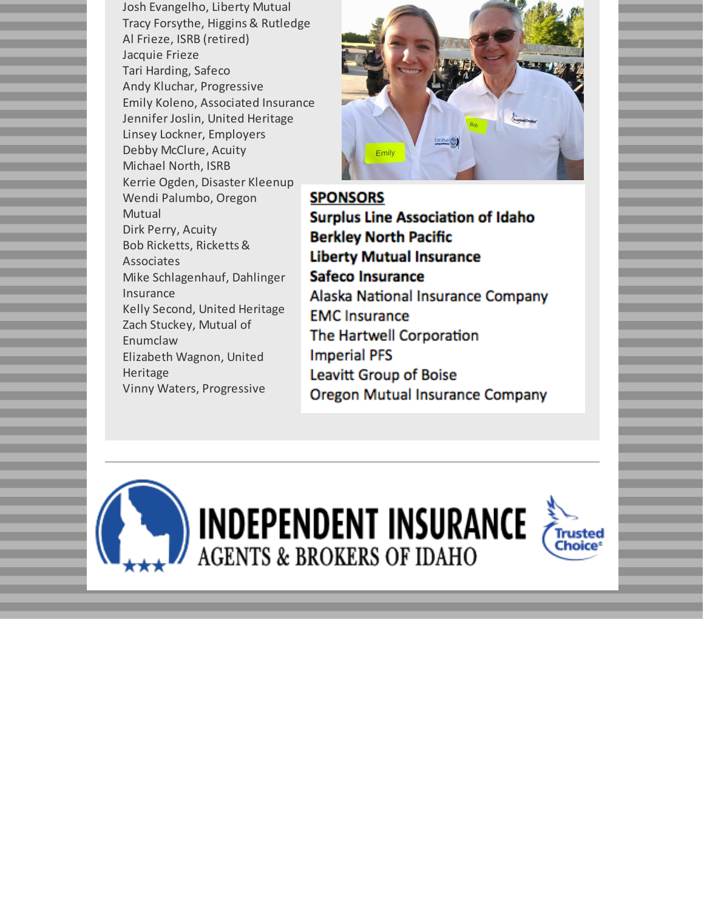Josh Evangelho, Liberty Mutual
Tracy Forsythe, Higgins & Rutledge
Al Frieze, ISRB (retired)
Jacquie Frieze
Tari Harding, Safeco
Andy Kluchar, Progressive
Emily Koleno, Associated Insurance
Jennifer Joslin, United Heritage
Linsey Lockner, Employers
Debby McClure, Acuity
Michael North, ISRB
Kerrie Ogden, Disaster Kleenup
Wendi Palumbo, Oregon Mutual
Dirk Perry, Acuity
Bob Ricketts, Ricketts & Associates
Mike Schlagenhauf, Dahlinger Insurance
Kelly Second, United Heritage
Zach Stuckey, Mutual of Enumclaw
Elizabeth Wagnon, United Heritage
Vinny Waters, Progressive

## SPONSORS

**Surplus Line Association of Idaho**
**Berkley North Pacific**
**Liberty Mutual Insurance**
**Safeco Insurance**
Alaska National Insurance Company
EMC Insurance
The Hartwell Corporation
Imperial PFS
Leavitt Group of Boise
Oregon Mutual Insurance Company

---

INDEPENDENT INSURANCE AGENTS & BROKERS OF IDAHO

Trusted Choice®